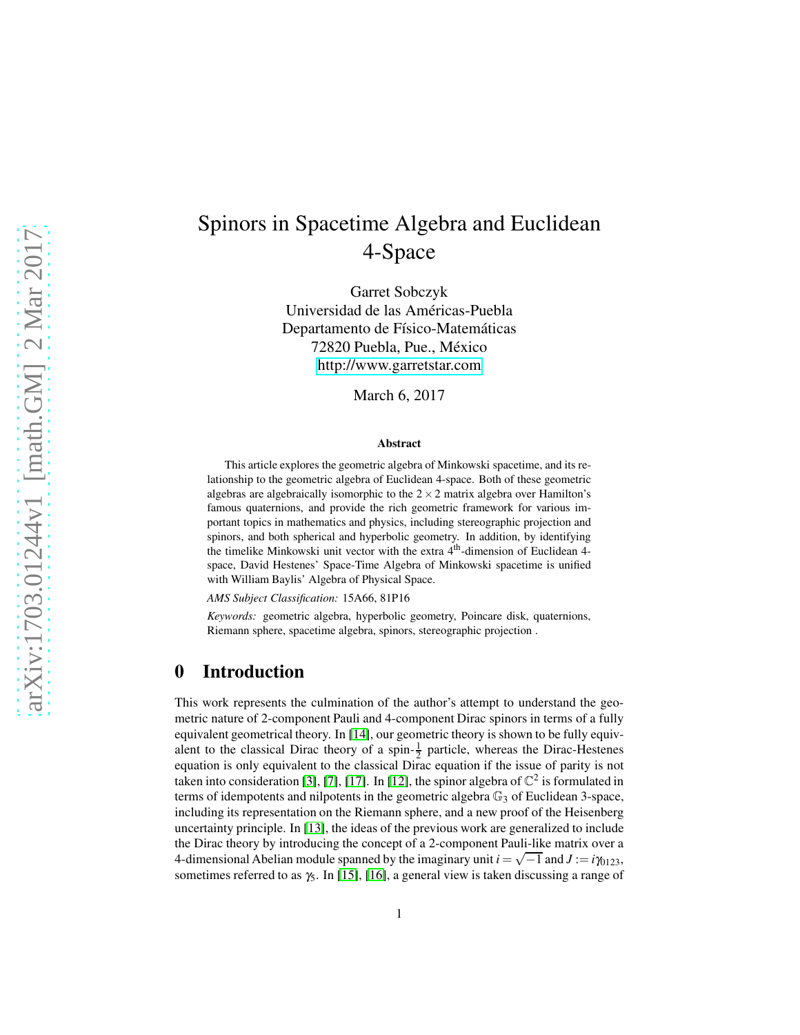# Spinors in Spacetime Algebra and Euclidean 4-Space

Garret Sobczyk
Universidad de las Américas-Puebla
Departamento de Físico-Matemáticas
72820 Puebla, Pue., México
http://www.garretstar.com

March 6, 2017

**Abstract**

This article explores the geometric algebra of Minkowski spacetime, and its relationship to the geometric algebra of Euclidean 4-space. Both of these geometric algebras are algebraically isomorphic to the $2 \times 2$ matrix algebra over Hamilton's famous quaternions, and provide the rich geometric framework for various important topics in mathematics and physics, including stereographic projection and spinors, and both spherical and hyperbolic geometry. In addition, by identifying the timelike Minkowski unit vector with the extra $4^{\text{th}}$-dimension of Euclidean 4-space, David Hestenes' Space-Time Algebra of Minkowski spacetime is unified with William Baylis' Algebra of Physical Space.

*AMS Subject Classification:* 15A66, 81P16

*Keywords:* geometric algebra, hyperbolic geometry, Poincare disk, quaternions, Riemann sphere, spacetime algebra, spinors, stereographic projection .

## 0 Introduction

This work represents the culmination of the author's attempt to understand the geometric nature of 2-component Pauli and 4-component Dirac spinors in terms of a fully equivalent geometrical theory. In [14], our geometric theory is shown to be fully equivalent to the classical Dirac theory of a spin-$\frac{1}{2}$ particle, whereas the Dirac-Hestenes equation is only equivalent to the classical Dirac equation if the issue of parity is not taken into consideration [3], [7], [17]. In [12], the spinor algebra of $\mathbb{C}^2$ is formulated in terms of idempotents and nilpotents in the geometric algebra $\mathbb{G}_3$ of Euclidean 3-space, including its representation on the Riemann sphere, and a new proof of the Heisenberg uncertainty principle. In [13], the ideas of the previous work are generalized to include the Dirac theory by introducing the concept of a 2-component Pauli-like matrix over a 4-dimensional Abelian module spanned by the imaginary unit $i = \sqrt{-1}$ and $J := i\gamma_{0123}$, sometimes referred to as $\gamma_5$. In [15], [16], a general view is taken discussing a range of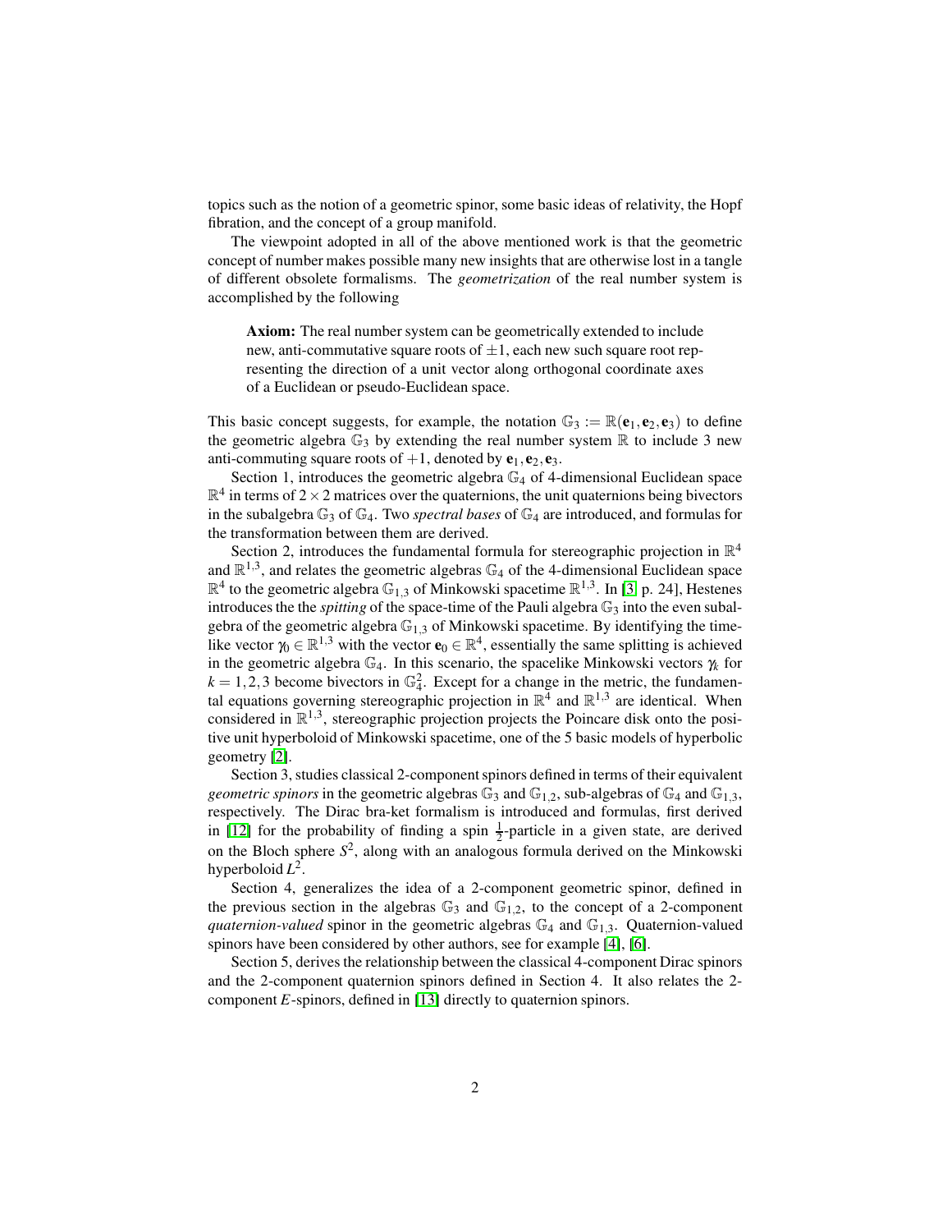topics such as the notion of a geometric spinor, some basic ideas of relativity, the Hopf fibration, and the concept of a group manifold.

The viewpoint adopted in all of the above mentioned work is that the geometric concept of number makes possible many new insights that are otherwise lost in a tangle of different obsolete formalisms. The *geometrization* of the real number system is accomplished by the following

> **Axiom:** The real number system can be geometrically extended to include new, anti-commutative square roots of $\pm 1$, each new such square root representing the direction of a unit vector along orthogonal coordinate axes of a Euclidean or pseudo-Euclidean space.

This basic concept suggests, for example, the notation $\mathbb{G}_3 := \mathbb{R}(\mathbf{e}_1, \mathbf{e}_2, \mathbf{e}_3)$ to define the geometric algebra $\mathbb{G}_3$ by extending the real number system $\mathbb{R}$ to include 3 new anti-commuting square roots of $+1$, denoted by $\mathbf{e}_1, \mathbf{e}_2, \mathbf{e}_3$.

Section 1, introduces the geometric algebra $\mathbb{G}_4$ of 4-dimensional Euclidean space $\mathbb{R}^4$ in terms of $2\times 2$ matrices over the quaternions, the unit quaternions being bivectors in the subalgebra $\mathbb{G}_3$ of $\mathbb{G}_4$. Two *spectral bases* of $\mathbb{G}_4$ are introduced, and formulas for the transformation between them are derived.

Section 2, introduces the fundamental formula for stereographic projection in $\mathbb{R}^4$ and $\mathbb{R}^{1,3}$, and relates the geometric algebras $\mathbb{G}_4$ of the 4-dimensional Euclidean space $\mathbb{R}^4$ to the geometric algebra $\mathbb{G}_{1,3}$ of Minkowski spacetime $\mathbb{R}^{1,3}$. In [3, p. 24], Hestenes introduces the the *spitting* of the space-time of the Pauli algebra $\mathbb{G}_3$ into the even subalgebra of the geometric algebra $\mathbb{G}_{1,3}$ of Minkowski spacetime. By identifying the timelike vector $\gamma_0 \in \mathbb{R}^{1,3}$ with the vector $\mathbf{e}_0 \in \mathbb{R}^4$, essentially the same splitting is achieved in the geometric algebra $\mathbb{G}_4$. In this scenario, the spacelike Minkowski vectors $\gamma_k$ for $k = 1,2,3$ become bivectors in $\mathbb{G}_4^2$. Except for a change in the metric, the fundamental equations governing stereographic projection in $\mathbb{R}^4$ and $\mathbb{R}^{1,3}$ are identical. When considered in $\mathbb{R}^{1,3}$, stereographic projection projects the Poincare disk onto the positive unit hyperboloid of Minkowski spacetime, one of the 5 basic models of hyperbolic geometry [2].

Section 3, studies classical 2-component spinors defined in terms of their equivalent *geometric spinors* in the geometric algebras $\mathbb{G}_3$ and $\mathbb{G}_{1,2}$, sub-algebras of $\mathbb{G}_4$ and $\mathbb{G}_{1,3}$, respectively. The Dirac bra-ket formalism is introduced and formulas, first derived in [12] for the probability of finding a spin $\frac{1}{2}$-particle in a given state, are derived on the Bloch sphere $S^2$, along with an analogous formula derived on the Minkowski hyperboloid $L^2$.

Section 4, generalizes the idea of a 2-component geometric spinor, defined in the previous section in the algebras $\mathbb{G}_3$ and $\mathbb{G}_{1,2}$, to the concept of a 2-component *quaternion-valued* spinor in the geometric algebras $\mathbb{G}_4$ and $\mathbb{G}_{1,3}$. Quaternion-valued spinors have been considered by other authors, see for example [4], [6].

Section 5, derives the relationship between the classical 4-component Dirac spinors and the 2-component quaternion spinors defined in Section 4. It also relates the 2-component $E$-spinors, defined in [13] directly to quaternion spinors.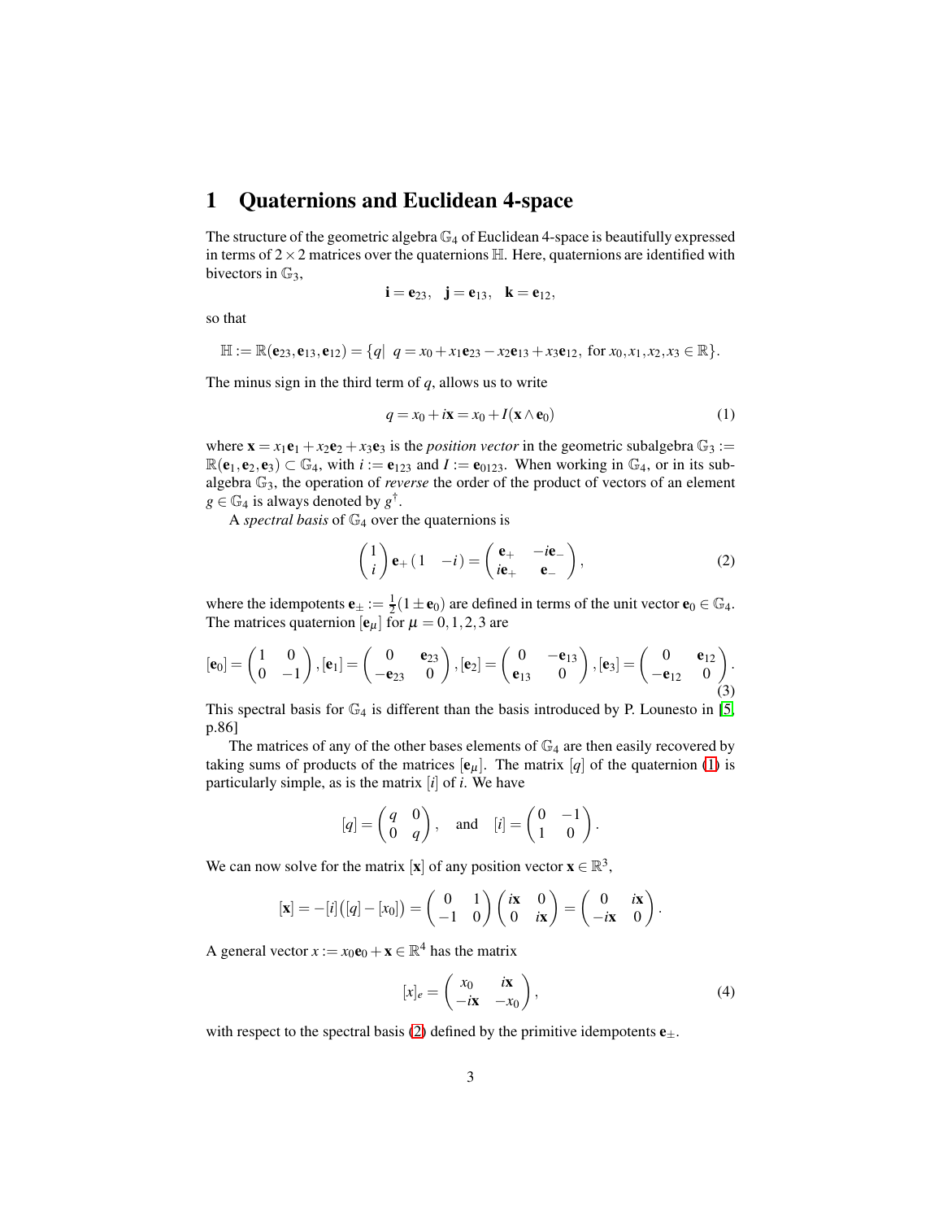## 1 Quaternions and Euclidean 4-space

The structure of the geometric algebra $\mathbb{G}_4$ of Euclidean 4-space is beautifully expressed in terms of $2\times 2$ matrices over the quaternions $\mathbb{H}$. Here, quaternions are identified with bivectors in $\mathbb{G}_3$,

$$\mathbf{i} = \mathbf{e}_{23}, \quad \mathbf{j} = \mathbf{e}_{13}, \quad \mathbf{k} = \mathbf{e}_{12},$$

so that

$$\mathbb{H} := \mathbb{R}(\mathbf{e}_{23}, \mathbf{e}_{13}, \mathbf{e}_{12}) = \{q| \ \ q = x_0 + x_1\mathbf{e}_{23} - x_2\mathbf{e}_{13} + x_3\mathbf{e}_{12}, \text{ for } x_0, x_1, x_2, x_3 \in \mathbb{R}\}.$$

The minus sign in the third term of $q$, allows us to write

$$q = x_0 + i\mathbf{x} = x_0 + I(\mathbf{x}\wedge \mathbf{e}_0) \tag{1}$$

where $\mathbf{x} = x_1\mathbf{e}_1 + x_2\mathbf{e}_2 + x_3\mathbf{e}_3$ is the *position vector* in the geometric subalgebra $\mathbb{G}_3 := \mathbb{R}(\mathbf{e}_1, \mathbf{e}_2, \mathbf{e}_3) \subset \mathbb{G}_4$, with $i := \mathbf{e}_{123}$ and $I := \mathbf{e}_{0123}$. When working in $\mathbb{G}_4$, or in its subalgebra $\mathbb{G}_3$, the operation of *reverse* the order of the product of vectors of an element $g \in \mathbb{G}_4$ is always denoted by $g^\dagger$.

A *spectral basis* of $\mathbb{G}_4$ over the quaternions is

$$\begin{pmatrix} 1 \\ i \end{pmatrix} \mathbf{e}_+ \begin{pmatrix} 1 & -i \end{pmatrix} = \begin{pmatrix} \mathbf{e}_+ & -i\mathbf{e}_- \\ i\mathbf{e}_+ & \mathbf{e}_- \end{pmatrix}, \tag{2}$$

where the idempotents $\mathbf{e}_\pm := \frac{1}{2}(1\pm \mathbf{e}_0)$ are defined in terms of the unit vector $\mathbf{e}_0 \in \mathbb{G}_4$. The matrices quaternion $[\mathbf{e}_\mu]$ for $\mu = 0,1,2,3$ are

$$[\mathbf{e}_0] = \begin{pmatrix} 1 & 0 \\ 0 & -1 \end{pmatrix}, [\mathbf{e}_1] = \begin{pmatrix} 0 & \mathbf{e}_{23} \\ -\mathbf{e}_{23} & 0 \end{pmatrix}, [\mathbf{e}_2] = \begin{pmatrix} 0 & -\mathbf{e}_{13} \\ \mathbf{e}_{13} & 0 \end{pmatrix}, [\mathbf{e}_3] = \begin{pmatrix} 0 & \mathbf{e}_{12} \\ -\mathbf{e}_{12} & 0 \end{pmatrix}. \tag{3}$$

This spectral basis for $\mathbb{G}_4$ is different than the basis introduced by P. Lounesto in [5, p.86]

The matrices of any of the other bases elements of $\mathbb{G}_4$ are then easily recovered by taking sums of products of the matrices $[\mathbf{e}_\mu]$. The matrix $[q]$ of the quaternion (1) is particularly simple, as is the matrix $[i]$ of $i$. We have

$$[q] = \begin{pmatrix} q & 0 \\ 0 & q \end{pmatrix}, \quad \text{and} \quad [i] = \begin{pmatrix} 0 & -1 \\ 1 & 0 \end{pmatrix}.$$

We can now solve for the matrix $[\mathbf{x}]$ of any position vector $\mathbf{x} \in \mathbb{R}^3$,

$$[\mathbf{x}] = -[i]\big([q] - [x_0]\big) = \begin{pmatrix} 0 & 1 \\ -1 & 0 \end{pmatrix} \begin{pmatrix} i\mathbf{x} & 0 \\ 0 & i\mathbf{x} \end{pmatrix} = \begin{pmatrix} 0 & i\mathbf{x} \\ -i\mathbf{x} & 0 \end{pmatrix}.$$

A general vector $x := x_0\mathbf{e}_0 + \mathbf{x} \in \mathbb{R}^4$ has the matrix

$$[x]_e = \begin{pmatrix} x_0 & i\mathbf{x} \\ -i\mathbf{x} & -x_0 \end{pmatrix}, \tag{4}$$

with respect to the spectral basis (2) defined by the primitive idempotents $\mathbf{e}_\pm$.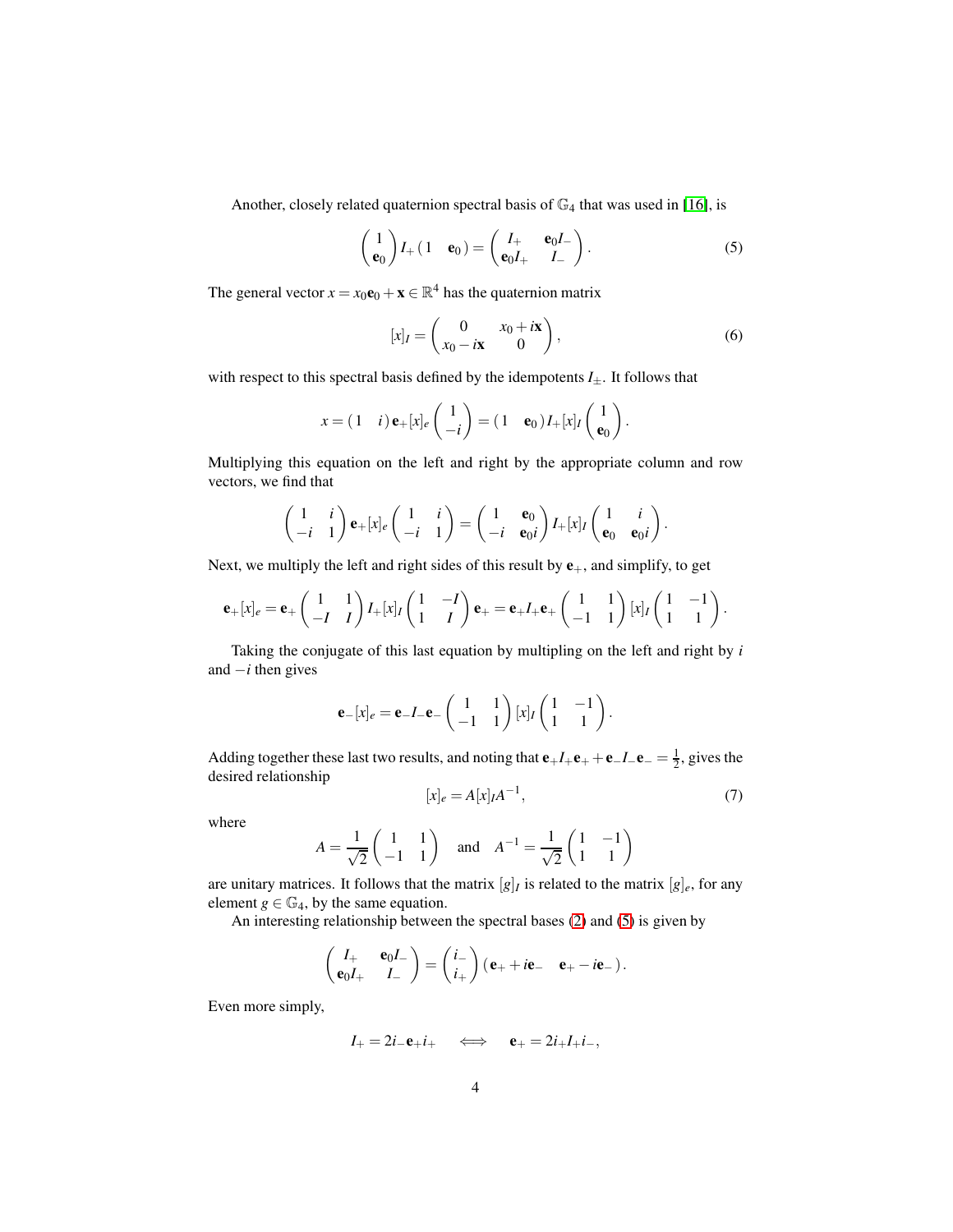Another, closely related quaternion spectral basis of $\mathbb{G}_4$ that was used in [16], is

$$\begin{pmatrix} 1 \\ \mathbf{e}_0 \end{pmatrix} I_+ \begin{pmatrix} 1 & \mathbf{e}_0 \end{pmatrix} = \begin{pmatrix} I_+ & \mathbf{e}_0 I_- \\ \mathbf{e}_0 I_+ & I_- \end{pmatrix}. \tag{5}$$

The general vector $x = x_0\mathbf{e}_0 + \mathbf{x} \in \mathbb{R}^4$ has the quaternion matrix

$$[x]_I = \begin{pmatrix} 0 & x_0 + i\mathbf{x} \\ x_0 - i\mathbf{x} & 0 \end{pmatrix}, \tag{6}$$

with respect to this spectral basis defined by the idempotents $I_\pm$. It follows that

$$x = \begin{pmatrix} 1 & i \end{pmatrix} \mathbf{e}_+ [x]_e \begin{pmatrix} 1 \\ -i \end{pmatrix} = \begin{pmatrix} 1 & \mathbf{e}_0 \end{pmatrix} I_+ [x]_I \begin{pmatrix} 1 \\ \mathbf{e}_0 \end{pmatrix}.$$

Multiplying this equation on the left and right by the appropriate column and row vectors, we find that

$$\begin{pmatrix} 1 & i \\ -i & 1 \end{pmatrix} \mathbf{e}_+ [x]_e \begin{pmatrix} 1 & i \\ -i & 1 \end{pmatrix} = \begin{pmatrix} 1 & \mathbf{e}_0 \\ -i & \mathbf{e}_0 i \end{pmatrix} I_+ [x]_I \begin{pmatrix} 1 & i \\ \mathbf{e}_0 & \mathbf{e}_0 i \end{pmatrix}.$$

Next, we multiply the left and right sides of this result by $\mathbf{e}_+$, and simplify, to get

$$\mathbf{e}_+ [x]_e = \mathbf{e}_+ \begin{pmatrix} 1 & 1 \\ -I & I \end{pmatrix} I_+ [x]_I \begin{pmatrix} 1 & -I \\ 1 & I \end{pmatrix} \mathbf{e}_+ = \mathbf{e}_+ I_+ \mathbf{e}_+ \begin{pmatrix} 1 & 1 \\ -1 & 1 \end{pmatrix} [x]_I \begin{pmatrix} 1 & -1 \\ 1 & 1 \end{pmatrix}.$$

Taking the conjugate of this last equation by multipling on the left and right by $i$ and $-i$ then gives

$$\mathbf{e}_- [x]_e = \mathbf{e}_- I_- \mathbf{e}_- \begin{pmatrix} 1 & 1 \\ -1 & 1 \end{pmatrix} [x]_I \begin{pmatrix} 1 & -1 \\ 1 & 1 \end{pmatrix}.$$

Adding together these last two results, and noting that $\mathbf{e}_+ I_+ \mathbf{e}_+ + \mathbf{e}_- I_- \mathbf{e}_- = \frac{1}{2}$, gives the desired relationship

$$[x]_e = A[x]_I A^{-1}, \tag{7}$$

where

$$A = \frac{1}{\sqrt{2}} \begin{pmatrix} 1 & 1 \\ -1 & 1 \end{pmatrix} \quad \text{and} \quad A^{-1} = \frac{1}{\sqrt{2}} \begin{pmatrix} 1 & -1 \\ 1 & 1 \end{pmatrix}$$

are unitary matrices. It follows that the matrix $[g]_I$ is related to the matrix $[g]_e$, for any element $g \in \mathbb{G}_4$, by the same equation.

An interesting relationship between the spectral bases (2) and (5) is given by

$$\begin{pmatrix} I_+ & \mathbf{e}_0 I_- \\ \mathbf{e}_0 I_+ & I_- \end{pmatrix} = \begin{pmatrix} i_- \\ i_+ \end{pmatrix} \begin{pmatrix} \mathbf{e}_+ + i\mathbf{e}_- & \mathbf{e}_+ - i\mathbf{e}_- \end{pmatrix}.$$

Even more simply,

$$I_+ = 2i_- \mathbf{e}_+ i_+ \quad \iff \quad \mathbf{e}_+ = 2i_+ I_+ i_-,$$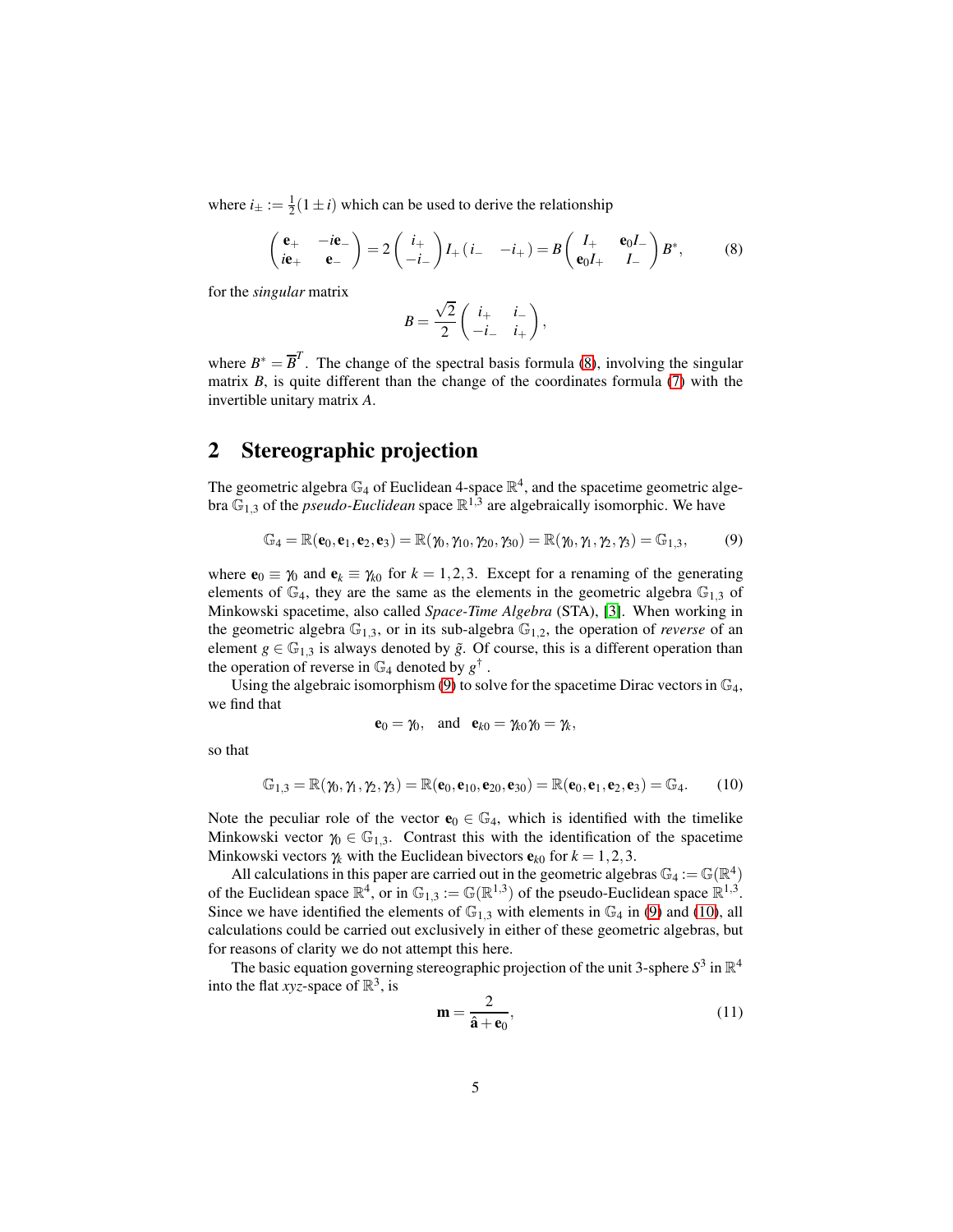where $i_\pm := \frac{1}{2}(1 \pm i)$ which can be used to derive the relationship

$$\begin{pmatrix} \mathbf{e}_+ & -i\mathbf{e}_- \\ i\mathbf{e}_+ & \mathbf{e}_- \end{pmatrix} = 2 \begin{pmatrix} i_+ \\ -i_- \end{pmatrix} I_+ \begin{pmatrix} i_- & -i_+ \end{pmatrix} = B \begin{pmatrix} I_+ & \mathbf{e}_0 I_- \\ \mathbf{e}_0 I_+ & I_- \end{pmatrix} B^*, \tag{8}$$

for the *singular* matrix

$$B = \frac{\sqrt{2}}{2} \begin{pmatrix} i_+ & i_- \\ -i_- & i_+ \end{pmatrix},$$

where $B^* = \overline{B}^T$. The change of the spectral basis formula (8), involving the singular matrix $B$, is quite different than the change of the coordinates formula (7) with the invertible unitary matrix $A$.

## 2 Stereographic projection

The geometric algebra $\mathbb{G}_4$ of Euclidean 4-space $\mathbb{R}^4$, and the spacetime geometric algebra $\mathbb{G}_{1,3}$ of the *pseudo-Euclidean* space $\mathbb{R}^{1,3}$ are algebraically isomorphic. We have

$$\mathbb{G}_4 = \mathbb{R}(\mathbf{e}_0, \mathbf{e}_1, \mathbf{e}_2, \mathbf{e}_3) = \mathbb{R}(\gamma_0, \gamma_{10}, \gamma_{20}, \gamma_{30}) = \mathbb{R}(\gamma_0, \gamma_1, \gamma_2, \gamma_3) = \mathbb{G}_{1,3}, \tag{9}$$

where $\mathbf{e}_0 \equiv \gamma_0$ and $\mathbf{e}_k \equiv \gamma_{k0}$ for $k = 1,2,3$. Except for a renaming of the generating elements of $\mathbb{G}_4$, they are the same as the elements in the geometric algebra $\mathbb{G}_{1,3}$ of Minkowski spacetime, also called *Space-Time Algebra* (STA), [3]. When working in the geometric algebra $\mathbb{G}_{1,3}$, or in its sub-algebra $\mathbb{G}_{1,2}$, the operation of *reverse* of an element $g \in \mathbb{G}_{1,3}$ is always denoted by $\tilde{g}$. Of course, this is a different operation than the operation of reverse in $\mathbb{G}_4$ denoted by $g^\dagger$ .

Using the algebraic isomorphism (9) to solve for the spacetime Dirac vectors in $\mathbb{G}_4$, we find that

$$\mathbf{e}_0 = \gamma_0, \quad \text{and} \quad \mathbf{e}_{k0} = \gamma_{k0}\gamma_0 = \gamma_k,$$

so that

$$\mathbb{G}_{1,3} = \mathbb{R}(\gamma_0, \gamma_1, \gamma_2, \gamma_3) = \mathbb{R}(\mathbf{e}_0, \mathbf{e}_{10}, \mathbf{e}_{20}, \mathbf{e}_{30}) = \mathbb{R}(\mathbf{e}_0, \mathbf{e}_1, \mathbf{e}_2, \mathbf{e}_3) = \mathbb{G}_4. \tag{10}$$

Note the peculiar role of the vector $\mathbf{e}_0 \in \mathbb{G}_4$, which is identified with the timelike Minkowski vector $\gamma_0 \in \mathbb{G}_{1,3}$. Contrast this with the identification of the spacetime Minkowski vectors $\gamma_k$ with the Euclidean bivectors $\mathbf{e}_{k0}$ for $k = 1,2,3$.

All calculations in this paper are carried out in the geometric algebras $\mathbb{G}_4 := \mathbb{G}(\mathbb{R}^4)$ of the Euclidean space $\mathbb{R}^4$, or in $\mathbb{G}_{1,3} := \mathbb{G}(\mathbb{R}^{1,3})$ of the pseudo-Euclidean space $\mathbb{R}^{1,3}$. Since we have identified the elements of $\mathbb{G}_{1,3}$ with elements in $\mathbb{G}_4$ in (9) and (10), all calculations could be carried out exclusively in either of these geometric algebras, but for reasons of clarity we do not attempt this here.

The basic equation governing stereographic projection of the unit 3-sphere $S^3$ in $\mathbb{R}^4$ into the flat $xyz$-space of $\mathbb{R}^3$, is

$$\mathbf{m} = \frac{2}{\hat{\mathbf{a}} + \mathbf{e}_0}, \tag{11}$$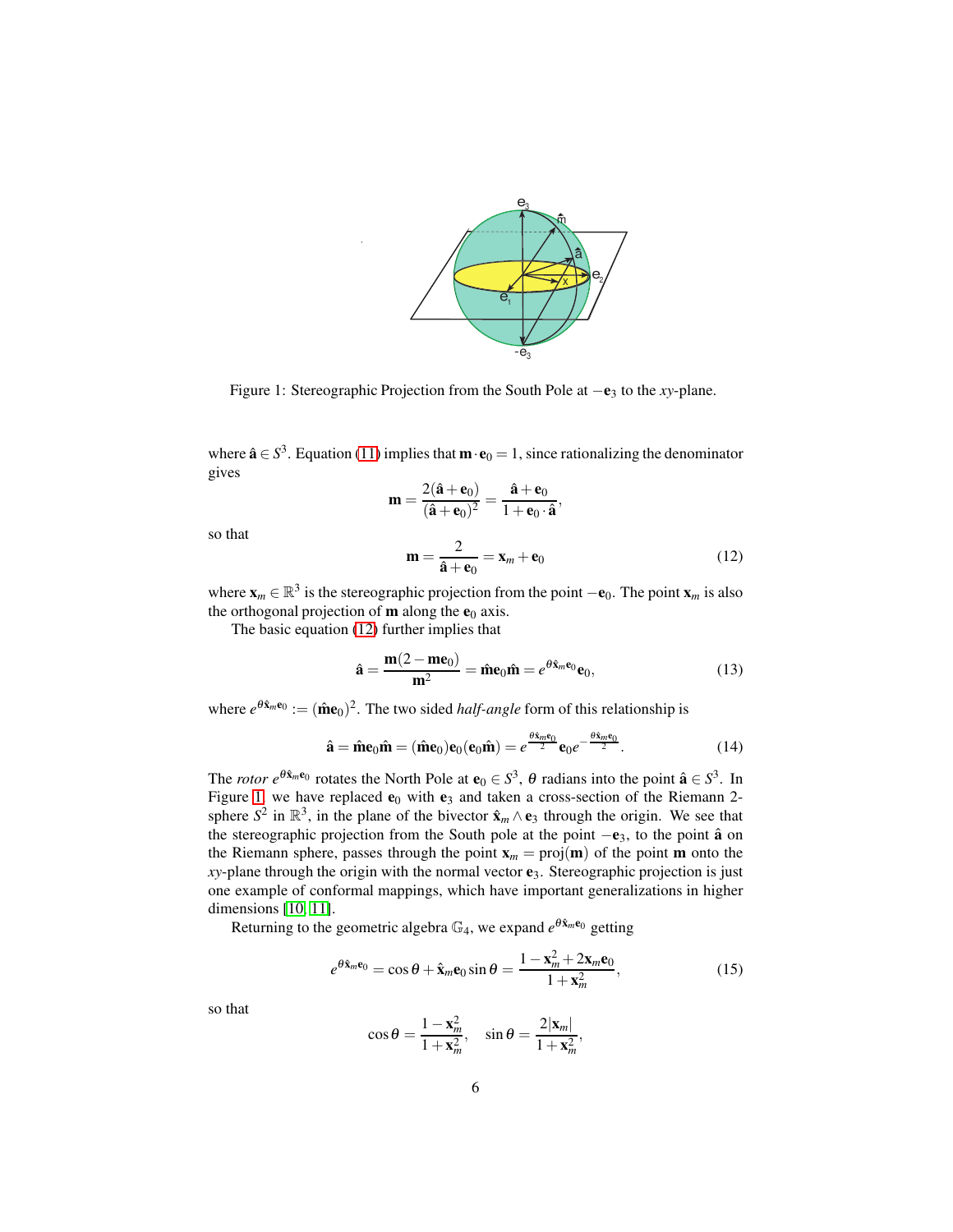Figure 1: Stereographic Projection from the South Pole at $-\mathbf{e}_3$ to the $xy$-plane.

where $\hat{\mathbf{a}} \in S^3$. Equation (11) implies that $\mathbf{m}\cdot\mathbf{e}_0 = 1$, since rationalizing the denominator gives

$$\mathbf{m} = \frac{2(\hat{\mathbf{a}}+\mathbf{e}_0)}{(\hat{\mathbf{a}}+\mathbf{e}_0)^2} = \frac{\hat{\mathbf{a}}+\mathbf{e}_0}{1+\mathbf{e}_0\cdot\hat{\mathbf{a}}},$$

so that

$$\mathbf{m} = \frac{2}{\hat{\mathbf{a}}+\mathbf{e}_0} = \mathbf{x}_m + \mathbf{e}_0 \tag{12}$$

where $\mathbf{x}_m \in \mathbb{R}^3$ is the stereographic projection from the point $-\mathbf{e}_0$. The point $\mathbf{x}_m$ is also the orthogonal projection of $\mathbf{m}$ along the $\mathbf{e}_0$ axis.

The basic equation (12) further implies that

$$\hat{\mathbf{a}} = \frac{\mathbf{m}(2-\mathbf{m}\mathbf{e}_0)}{\mathbf{m}^2} = \hat{\mathbf{m}}\mathbf{e}_0\hat{\mathbf{m}} = e^{\theta\hat{\mathbf{x}}_m\mathbf{e}_0}\mathbf{e}_0, \tag{13}$$

where $e^{\theta\hat{\mathbf{x}}_m\mathbf{e}_0} := (\hat{\mathbf{m}}\mathbf{e}_0)^2$. The two sided *half-angle* form of this relationship is

$$\hat{\mathbf{a}} = \hat{\mathbf{m}}\mathbf{e}_0\hat{\mathbf{m}} = (\hat{\mathbf{m}}\mathbf{e}_0)\mathbf{e}_0(\mathbf{e}_0\hat{\mathbf{m}}) = e^{\frac{\theta\hat{\mathbf{x}}_m\mathbf{e}_0}{2}}\mathbf{e}_0 e^{-\frac{\theta\hat{\mathbf{x}}_m\mathbf{e}_0}{2}}. \tag{14}$$

The *rotor* $e^{\theta\hat{\mathbf{x}}_m\mathbf{e}_0}$ rotates the North Pole at $\mathbf{e}_0 \in S^3$, $\theta$ radians into the point $\hat{\mathbf{a}} \in S^3$. In Figure 1, we have replaced $\mathbf{e}_0$ with $\mathbf{e}_3$ and taken a cross-section of the Riemann 2-sphere $S^2$ in $\mathbb{R}^3$, in the plane of the bivector $\hat{\mathbf{x}}_m \wedge \mathbf{e}_3$ through the origin. We see that the stereographic projection from the South pole at the point $-\mathbf{e}_3$, to the point $\hat{\mathbf{a}}$ on the Riemann sphere, passes through the point $\mathbf{x}_m = \mathrm{proj}(\mathbf{m})$ of the point $\mathbf{m}$ onto the $xy$-plane through the origin with the normal vector $\mathbf{e}_3$. Stereographic projection is just one example of conformal mappings, which have important generalizations in higher dimensions [10, 11].

Returning to the geometric algebra $\mathbb{G}_4$, we expand $e^{\theta\hat{\mathbf{x}}_m\mathbf{e}_0}$ getting

$$e^{\theta\hat{\mathbf{x}}_m\mathbf{e}_0} = \cos\theta + \hat{\mathbf{x}}_m\mathbf{e}_0\sin\theta = \frac{1-\mathbf{x}_m^2+2\mathbf{x}_m\mathbf{e}_0}{1+\mathbf{x}_m^2}, \tag{15}$$

so that

$$\cos\theta = \frac{1-\mathbf{x}_m^2}{1+\mathbf{x}_m^2}, \quad \sin\theta = \frac{2|\mathbf{x}_m|}{1+\mathbf{x}_m^2},$$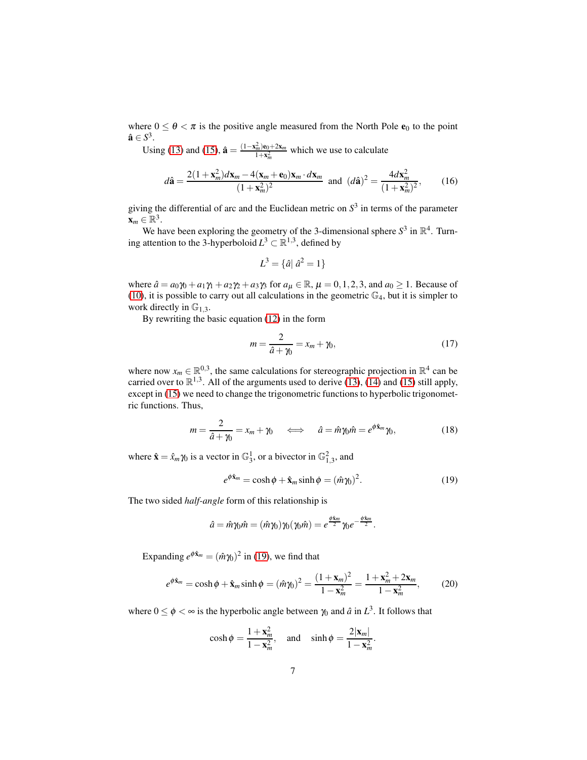where $0 \leq \theta < \pi$ is the positive angle measured from the North Pole $\mathbf{e}_0$ to the point $\hat{\mathbf{a}} \in S^3$.

Using (13) and (15), $\hat{\mathbf{a}} = \frac{(1-\mathbf{x}_m^2)\mathbf{e}_0 + 2\mathbf{x}_m}{1+\mathbf{x}_m^2}$ which we use to calculate

$$d\hat{\mathbf{a}} = \frac{2(1+\mathbf{x}_m^2)d\mathbf{x}_m - 4(\mathbf{x}_m + \mathbf{e}_0)\mathbf{x}_m \cdot d\mathbf{x}_m}{(1+\mathbf{x}_m^2)^2} \quad \text{and} \quad (d\hat{\mathbf{a}})^2 = \frac{4d\mathbf{x}_m^2}{(1+\mathbf{x}_m^2)^2}, \tag{16}$$

giving the differential of arc and the Euclidean metric on $S^3$ in terms of the parameter $\mathbf{x}_m \in \mathbb{R}^3$.

We have been exploring the geometry of the 3-dimensional sphere $S^3$ in $\mathbb{R}^4$. Turning attention to the 3-hyperboloid $L^3 \subset \mathbb{R}^{1,3}$, defined by

$$L^3 = \{\hat{a} | \; \hat{a}^2 = 1\}$$

where $\hat{a} = a_0\gamma_0 + a_1\gamma_1 + a_2\gamma_2 + a_3\gamma_3$ for $a_\mu \in \mathbb{R}$, $\mu = 0, 1, 2, 3$, and $a_0 \geq 1$. Because of (10), it is possible to carry out all calculations in the geometric $\mathbb{G}_4$, but it is simpler to work directly in $\mathbb{G}_{1,3}$.

By rewriting the basic equation (12) in the form

$$m = \frac{2}{\hat{a} + \gamma_0} = x_m + \gamma_0, \tag{17}$$

where now $x_m \in \mathbb{R}^{0,3}$, the same calculations for stereographic projection in $\mathbb{R}^4$ can be carried over to $\mathbb{R}^{1,3}$. All of the arguments used to derive (13), (14) and (15) still apply, except in (15) we need to change the trigonometric functions to hyperbolic trigonometric functions. Thus,

$$m = \frac{2}{\hat{a} + \gamma_0} = x_m + \gamma_0 \quad \iff \quad \hat{a} = \hat{m}\gamma_0\hat{m} = e^{\phi\hat{\mathbf{x}}_m}\gamma_0, \tag{18}$$

where $\hat{\mathbf{x}} = \hat{x}_m\gamma_0$ is a vector in $\mathbb{G}_3^1$, or a bivector in $\mathbb{G}_{1,3}^2$, and

$$e^{\phi\hat{\mathbf{x}}_m} = \cosh\phi + \hat{\mathbf{x}}_m \sinh\phi = (\hat{m}\gamma_0)^2. \tag{19}$$

The two sided *half-angle* form of this relationship is

$$\hat{a} = \hat{m}\gamma_0\hat{m} = (\hat{m}\gamma_0)\gamma_0(\gamma_0\hat{m}) = e^{\frac{\phi\hat{\mathbf{x}}_m}{2}}\gamma_0 e^{-\frac{\phi\hat{\mathbf{x}}_m}{2}}.$$

Expanding $e^{\phi\hat{\mathbf{x}}_m} = (\hat{m}\gamma_0)^2$ in (19), we find that

$$e^{\phi\hat{\mathbf{x}}_m} = \cosh\phi + \hat{\mathbf{x}}_m \sinh\phi = (\hat{m}\gamma_0)^2 = \frac{(1+\mathbf{x}_m)^2}{1-\mathbf{x}_m^2} = \frac{1+\mathbf{x}_m^2 + 2\mathbf{x}_m}{1-\mathbf{x}_m^2}, \tag{20}$$

where $0 \leq \phi < \infty$ is the hyperbolic angle between $\gamma_0$ and $\hat{a}$ in $L^3$. It follows that

$$\cosh\phi = \frac{1+\mathbf{x}_m^2}{1-\mathbf{x}_m^2}, \quad \text{and} \quad \sinh\phi = \frac{2|\mathbf{x}_m|}{1-\mathbf{x}_m^2}.$$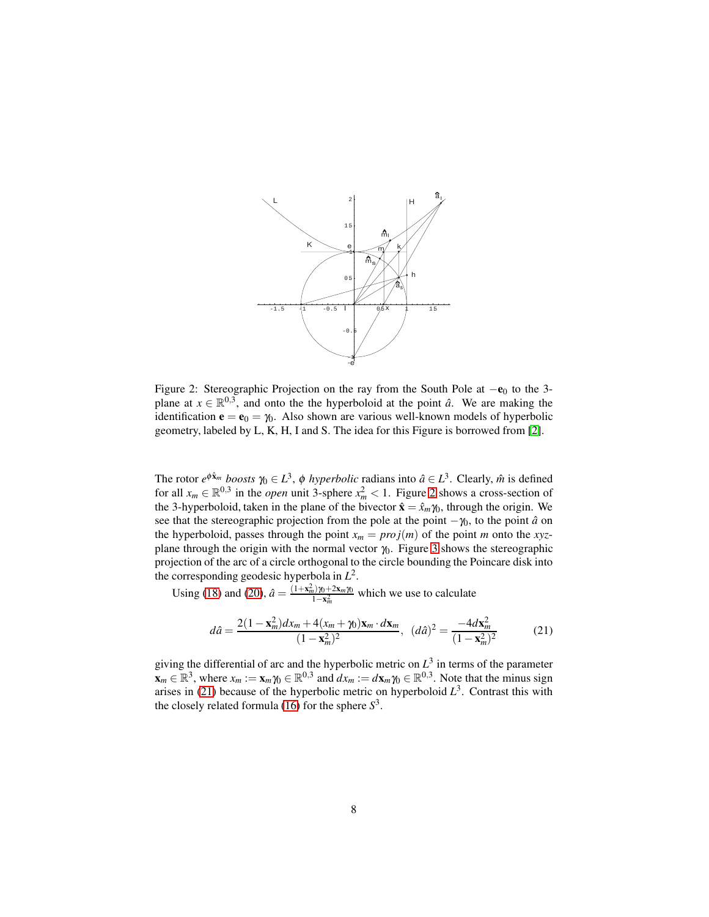Figure 2: Stereographic Projection on the ray from the South Pole at $-\mathbf{e}_0$ to the 3-plane at $x \in \mathbb{R}^{0,3}$, and onto the the hyperboloid at the point $\hat{a}$. We are making the identification $\mathbf{e} = \mathbf{e}_0 = \gamma_0$. Also shown are various well-known models of hyperbolic geometry, labeled by L, K, H, I and S. The idea for this Figure is borrowed from [2].

The rotor $e^{\phi \hat{\mathbf{x}}_m}$ *boosts* $\gamma_0 \in L^3$, $\phi$ *hyperbolic* radians into $\hat{a} \in L^3$. Clearly, $\hat{m}$ is defined for all $x_m \in \mathbb{R}^{0,3}$ in the *open* unit 3-sphere $x_m^2 < 1$. Figure 2 shows a cross-section of the 3-hyperboloid, taken in the plane of the bivector $\hat{\mathbf{x}} = \hat{x}_m \gamma_0$, through the origin. We see that the stereographic projection from the pole at the point $-\gamma_0$, to the point $\hat{a}$ on the hyperboloid, passes through the point $x_m = proj(m)$ of the point $m$ onto the $xyz$-plane through the origin with the normal vector $\gamma_0$. Figure 3 shows the stereographic projection of the arc of a circle orthogonal to the circle bounding the Poincare disk into the corresponding geodesic hyperbola in $L^2$.

Using (18) and (20), $\hat{a} = \frac{(1+\mathbf{x}_m^2)\gamma_0 + 2\mathbf{x}_m\gamma_0}{1-\mathbf{x}_m^2}$ which we use to calculate

$$d\hat{a} = \frac{2(1-\mathbf{x}_m^2)dx_m + 4(x_m + \gamma_0)\mathbf{x}_m \cdot d\mathbf{x}_m}{(1-\mathbf{x}_m^2)^2}, \quad (d\hat{a})^2 = \frac{-4d\mathbf{x}_m^2}{(1-\mathbf{x}_m^2)^2} \tag{21}$$

giving the differential of arc and the hyperbolic metric on $L^3$ in terms of the parameter $\mathbf{x}_m \in \mathbb{R}^3$, where $x_m := \mathbf{x}_m\gamma_0 \in \mathbb{R}^{0,3}$ and $dx_m := d\mathbf{x}_m\gamma_0 \in \mathbb{R}^{0,3}$. Note that the minus sign arises in (21) because of the hyperbolic metric on hyperboloid $L^3$. Contrast this with the closely related formula (16) for the sphere $S^3$.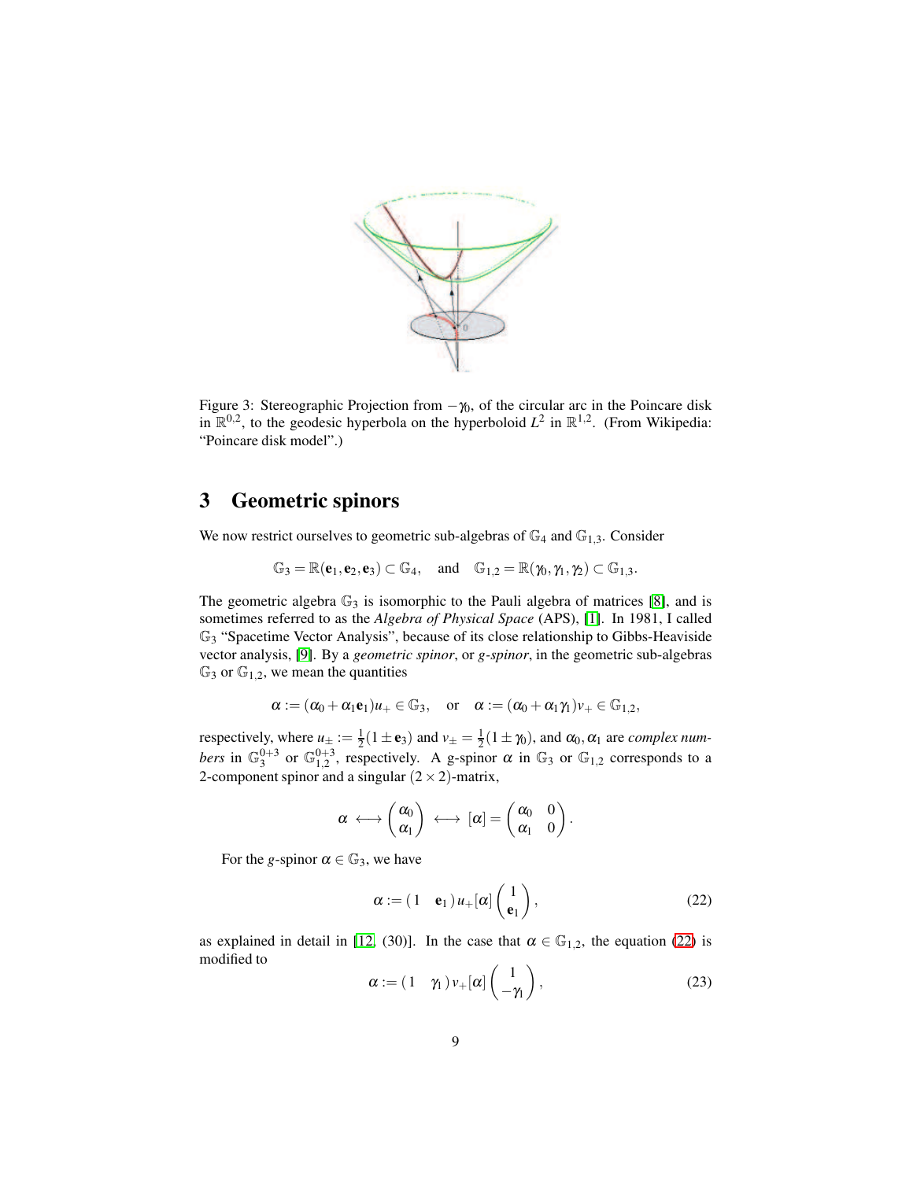Figure 3: Stereographic Projection from $-\gamma_0$, of the circular arc in the Poincare disk in $\mathbb{R}^{0,2}$, to the geodesic hyperbola on the hyperboloid $L^2$ in $\mathbb{R}^{1,2}$. (From Wikipedia: "Poincare disk model".)

## 3 Geometric spinors

We now restrict ourselves to geometric sub-algebras of $\mathbb{G}_4$ and $\mathbb{G}_{1,3}$. Consider

$$\mathbb{G}_3 = \mathbb{R}(\mathbf{e}_1, \mathbf{e}_2, \mathbf{e}_3) \subset \mathbb{G}_4, \quad \text{and} \quad \mathbb{G}_{1,2} = \mathbb{R}(\gamma_0, \gamma_1, \gamma_2) \subset \mathbb{G}_{1,3}.$$

The geometric algebra $\mathbb{G}_3$ is isomorphic to the Pauli algebra of matrices [8], and is sometimes referred to as the *Algebra of Physical Space* (APS), [1]. In 1981, I called $\mathbb{G}_3$ "Spacetime Vector Analysis", because of its close relationship to Gibbs-Heaviside vector analysis, [9]. By a *geometric spinor*, or *g-spinor*, in the geometric sub-algebras $\mathbb{G}_3$ or $\mathbb{G}_{1,2}$, we mean the quantities

$$\alpha := (\alpha_0 + \alpha_1 \mathbf{e}_1) u_+ \in \mathbb{G}_3, \quad \text{or} \quad \alpha := (\alpha_0 + \alpha_1 \gamma_1) v_+ \in \mathbb{G}_{1,2},$$

respectively, where $u_\pm := \frac{1}{2}(1 \pm \mathbf{e}_3)$ and $v_\pm = \frac{1}{2}(1 \pm \gamma_0)$, and $\alpha_0, \alpha_1$ are *complex numbers* in $\mathbb{G}_3^{0+3}$ or $\mathbb{G}_{1,2}^{0+3}$, respectively. A g-spinor $\alpha$ in $\mathbb{G}_3$ or $\mathbb{G}_{1,2}$ corresponds to a 2-component spinor and a singular $(2 \times 2)$-matrix,

$$\alpha \longleftrightarrow \begin{pmatrix} \alpha_0 \\ \alpha_1 \end{pmatrix} \longleftrightarrow [\alpha] = \begin{pmatrix} \alpha_0 & 0 \\ \alpha_1 & 0 \end{pmatrix}.$$

For the *g*-spinor $\alpha \in \mathbb{G}_3$, we have

$$\alpha := \begin{pmatrix} 1 & \mathbf{e}_1 \end{pmatrix} u_+ [\alpha] \begin{pmatrix} 1 \\ \mathbf{e}_1 \end{pmatrix}, \tag{22}$$

as explained in detail in [12, (30)]. In the case that $\alpha \in \mathbb{G}_{1,2}$, the equation (22) is modified to

$$\alpha := \begin{pmatrix} 1 & \gamma_1 \end{pmatrix} v_+ [\alpha] \begin{pmatrix} 1 \\ -\gamma_1 \end{pmatrix}, \tag{23}$$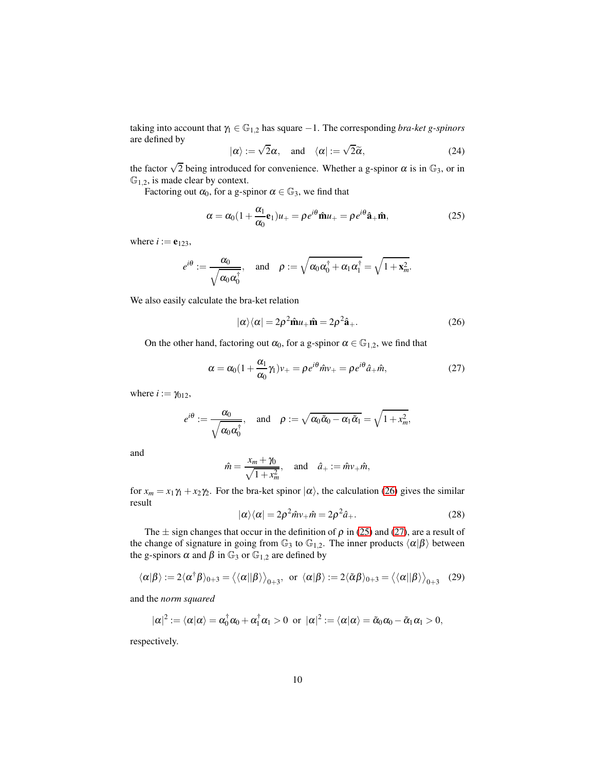taking into account that $\gamma_1 \in \mathbb{G}_{1,2}$ has square $-1$. The corresponding *bra-ket g-spinors* are defined by

$$|\alpha\rangle := \sqrt{2}\alpha, \quad \text{and} \quad \langle\alpha| := \sqrt{2}\tilde{\alpha}, \tag{24}$$

the factor $\sqrt{2}$ being introduced for convenience. Whether a g-spinor $\alpha$ is in $\mathbb{G}_3$, or in $\mathbb{G}_{1,2}$, is made clear by context.

Factoring out $\alpha_0$, for a g-spinor $\alpha \in \mathbb{G}_3$, we find that

$$\alpha = \alpha_0(1 + \frac{\alpha_1}{\alpha_0}\mathbf{e}_1)u_+ = \rho e^{i\theta}\hat{\mathbf{m}}u_+ = \rho e^{i\theta}\hat{\mathbf{a}}_+\hat{\mathbf{m}}, \tag{25}$$

where $i := \mathbf{e}_{123}$,

$$e^{i\theta} := \frac{\alpha_0}{\sqrt{\alpha_0\alpha_0^\dagger}}, \quad \text{and} \quad \rho := \sqrt{\alpha_0\alpha_0^\dagger + \alpha_1\alpha_1^\dagger} = \sqrt{1+\mathbf{x}_m^2}.$$

We also easily calculate the bra-ket relation

$$|\alpha\rangle\langle\alpha| = 2\rho^2\hat{\mathbf{m}}u_+\hat{\mathbf{m}} = 2\rho^2\hat{\mathbf{a}}_+. \tag{26}$$

On the other hand, factoring out $\alpha_0$, for a g-spinor $\alpha \in \mathbb{G}_{1,2}$, we find that

$$\alpha = \alpha_0(1 + \frac{\alpha_1}{\alpha_0}\gamma_1)v_+ = \rho e^{i\theta}\hat{m}v_+ = \rho e^{i\theta}\hat{a}_+\hat{m}, \tag{27}$$

where $i := \gamma_{012}$,

$$e^{i\theta} := \frac{\alpha_0}{\sqrt{\alpha_0\alpha_0^\dagger}}, \quad \text{and} \quad \rho := \sqrt{\alpha_0\tilde{\alpha}_0 - \alpha_1\tilde{\alpha}_1} = \sqrt{1+x_m^2},$$

and

$$\hat{m} = \frac{x_m + \gamma_0}{\sqrt{1+x_m^2}}, \quad \text{and} \quad \hat{a}_+ := \hat{m}v_+\hat{m},$$

for $x_m = x_1\gamma_1 + x_2\gamma_2$. For the bra-ket spinor $|\alpha\rangle$, the calculation (26) gives the similar result

$$|\alpha\rangle\langle\alpha| = 2\rho^2\hat{m}v_+\hat{m} = 2\rho^2\hat{a}_+. \tag{28}$$

The $\pm$ sign changes that occur in the definition of $\rho$ in (25) and (27), are a result of the change of signature in going from $\mathbb{G}_3$ to $\mathbb{G}_{1,2}$. The inner products $\langle\alpha|\beta\rangle$ between the g-spinors $\alpha$ and $\beta$ in $\mathbb{G}_3$ or $\mathbb{G}_{1,2}$ are defined by

$$\langle\alpha|\beta\rangle := 2\langle\alpha^\dagger\beta\rangle_{0+3} = \big\langle\langle\alpha||\beta\rangle\big\rangle_{0+3}, \text{ or } \langle\alpha|\beta\rangle := 2\langle\tilde{\alpha}\beta\rangle_{0+3} = \big\langle\langle\alpha||\beta\rangle\big\rangle_{0+3} \tag{29}$$

and the *norm squared*

$$|\alpha|^2 := \langle\alpha|\alpha\rangle = \alpha_0^\dagger\alpha_0 + \alpha_1^\dagger\alpha_1 > 0 \text{ or } |\alpha|^2 := \langle\alpha|\alpha\rangle = \tilde{\alpha}_0\alpha_0 - \tilde{\alpha}_1\alpha_1 > 0,$$

respectively.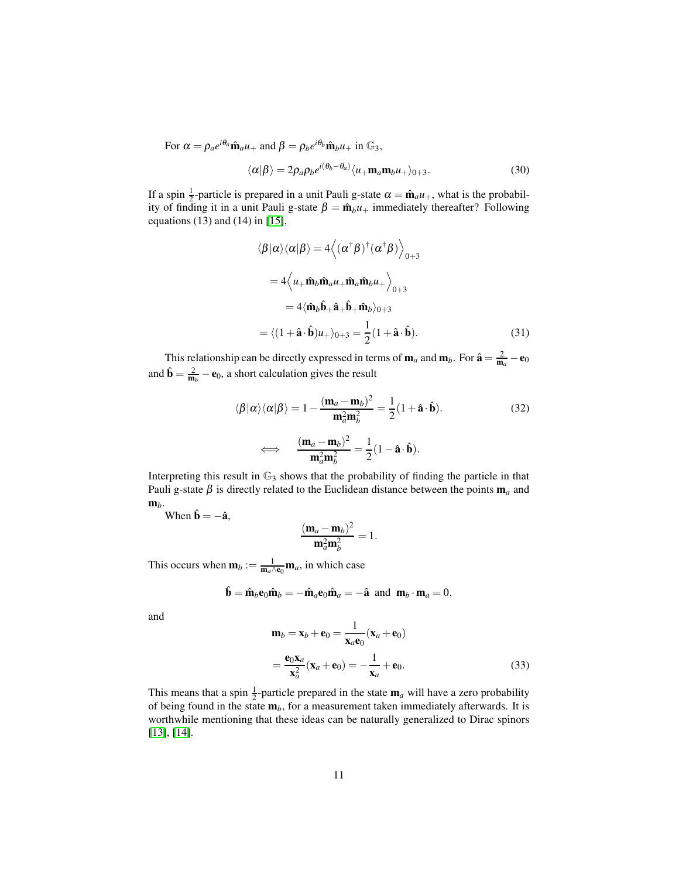For $\alpha = \rho_a e^{i\theta_a}\hat{\mathbf{m}}_a u_+$ and $\beta = \rho_b e^{i\theta_b}\hat{\mathbf{m}}_b u_+$ in $\mathbb{G}_3$,

$$\langle\alpha|\beta\rangle = 2\rho_a\rho_b e^{i(\theta_b-\theta_a)}\langle u_+\mathbf{m}_a\mathbf{m}_b u_+\rangle_{0+3}. \tag{30}$$

If a spin $\frac{1}{2}$-particle is prepared in a unit Pauli g-state $\alpha = \hat{\mathbf{m}}_a u_+$, what is the probability of finding it in a unit Pauli g-state $\beta = \hat{\mathbf{m}}_b u_+$ immediately thereafter? Following equations (13) and (14) in [15],

$$\langle\beta|\alpha\rangle\langle\alpha|\beta\rangle = 4\Big\langle(\alpha^\dagger\beta)^\dagger(\alpha^\dagger\beta)\Big\rangle_{0+3}$$

$$= 4\Big\langle u_+\hat{\mathbf{m}}_b\hat{\mathbf{m}}_a u_+\hat{\mathbf{m}}_a\hat{\mathbf{m}}_b u_+\Big\rangle_{0+3}$$

$$= 4\langle\hat{\mathbf{m}}_b\hat{\mathbf{b}}_+\hat{\mathbf{a}}_+\hat{\mathbf{b}}_+\hat{\mathbf{m}}_b\rangle_{0+3}$$

$$= \langle(1+\hat{\mathbf{a}}\cdot\hat{\mathbf{b}})u_+\rangle_{0+3} = \frac{1}{2}(1+\hat{\mathbf{a}}\cdot\hat{\mathbf{b}}). \tag{31}$$

This relationship can be directly expressed in terms of $\mathbf{m}_a$ and $\mathbf{m}_b$. For $\hat{\mathbf{a}} = \frac{2}{\mathbf{m}_a} - \mathbf{e}_0$ and $\hat{\mathbf{b}} = \frac{2}{\mathbf{m}_b} - \mathbf{e}_0$, a short calculation gives the result

$$\langle\beta|\alpha\rangle\langle\alpha|\beta\rangle = 1 - \frac{(\mathbf{m}_a-\mathbf{m}_b)^2}{\mathbf{m}_a^2\mathbf{m}_b^2} = \frac{1}{2}(1+\hat{\mathbf{a}}\cdot\hat{\mathbf{b}}). \tag{32}$$

$$\iff \quad \frac{(\mathbf{m}_a-\mathbf{m}_b)^2}{\mathbf{m}_a^2\mathbf{m}_b^2} = \frac{1}{2}(1-\hat{\mathbf{a}}\cdot\hat{\mathbf{b}}).$$

Interpreting this result in $\mathbb{G}_3$ shows that the probability of finding the particle in that Pauli g-state $\beta$ is directly related to the Euclidean distance between the points $\mathbf{m}_a$ and $\mathbf{m}_b$.

When $\hat{\mathbf{b}} = -\hat{\mathbf{a}}$,

$$\frac{(\mathbf{m}_a-\mathbf{m}_b)^2}{\mathbf{m}_a^2\mathbf{m}_b^2} = 1.$$

This occurs when $\mathbf{m}_b := \frac{1}{\mathbf{m}_a\wedge\mathbf{e}_0}\mathbf{m}_a$, in which case

$$\hat{\mathbf{b}} = \hat{\mathbf{m}}_b\mathbf{e}_0\hat{\mathbf{m}}_b = -\hat{\mathbf{m}}_a\mathbf{e}_0\hat{\mathbf{m}}_a = -\hat{\mathbf{a}} \;\text{ and }\; \mathbf{m}_b\cdot\mathbf{m}_a = 0,$$

and

$$\mathbf{m}_b = \mathbf{x}_b + \mathbf{e}_0 = \frac{1}{\mathbf{x}_a\mathbf{e}_0}(\mathbf{x}_a+\mathbf{e}_0)$$

$$= \frac{\mathbf{e}_0\mathbf{x}_a}{\mathbf{x}_a^2}(\mathbf{x}_a+\mathbf{e}_0) = -\frac{1}{\mathbf{x}_a} + \mathbf{e}_0. \tag{33}$$

This means that a spin $\frac{1}{2}$-particle prepared in the state $\mathbf{m}_a$ will have a zero probability of being found in the state $\mathbf{m}_b$, for a measurement taken immediately afterwards. It is worthwhile mentioning that these ideas can be naturally generalized to Dirac spinors [13], [14].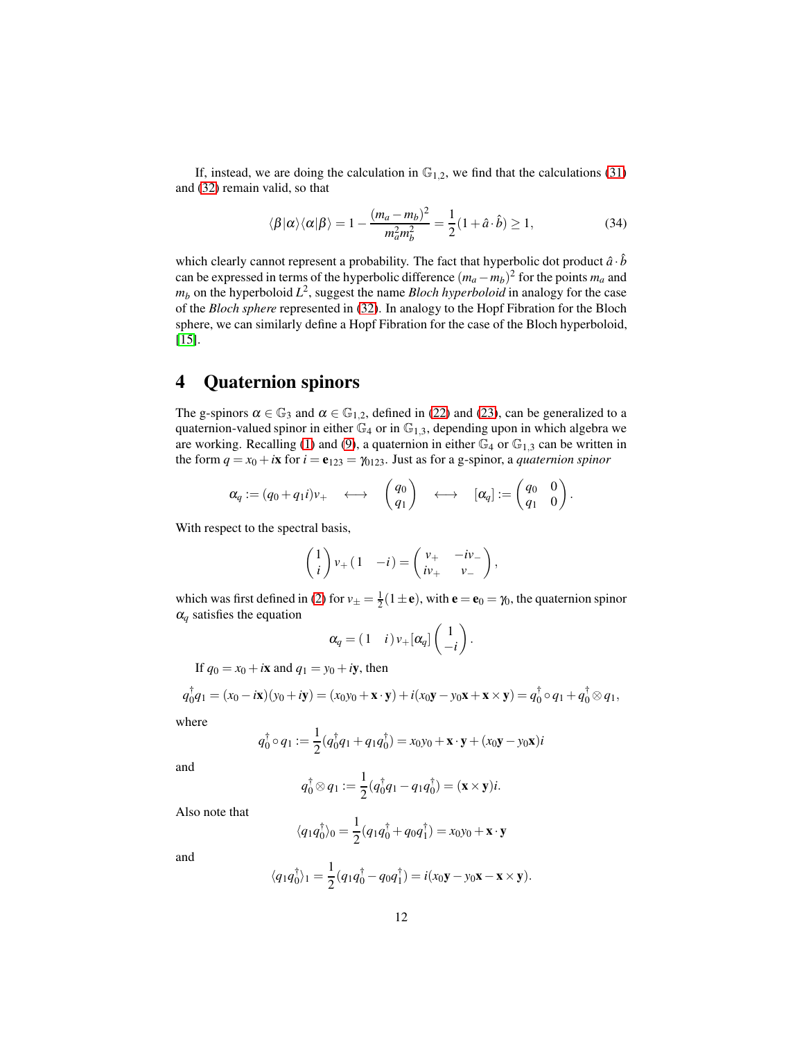If, instead, we are doing the calculation in $\mathbb{G}_{1,2}$, we find that the calculations (31) and (32) remain valid, so that

$$\langle\beta|\alpha\rangle\langle\alpha|\beta\rangle = 1 - \frac{(m_a - m_b)^2}{m_a^2 m_b^2} = \frac{1}{2}(1 + \hat{a}\cdot\hat{b}) \geq 1, \tag{34}$$

which clearly cannot represent a probability. The fact that hyperbolic dot product $\hat{a}\cdot\hat{b}$ can be expressed in terms of the hyperbolic difference $(m_a - m_b)^2$ for the points $m_a$ and $m_b$ on the hyperboloid $L^2$, suggest the name *Bloch hyperboloid* in analogy for the case of the *Bloch sphere* represented in (32). In analogy to the Hopf Fibration for the Bloch sphere, we can similarly define a Hopf Fibration for the case of the Bloch hyperboloid, [15].

# 4 Quaternion spinors

The g-spinors $\alpha \in \mathbb{G}_3$ and $\alpha \in \mathbb{G}_{1,2}$, defined in (22) and (23), can be generalized to a quaternion-valued spinor in either $\mathbb{G}_4$ or in $\mathbb{G}_{1,3}$, depending upon in which algebra we are working. Recalling (1) and (9), a quaternion in either $\mathbb{G}_4$ or $\mathbb{G}_{1,3}$ can be written in the form $q = x_0 + i\mathbf{x}$ for $i = \mathbf{e}_{123} = \gamma_{0123}$. Just as for a g-spinor, a *quaternion spinor*

$$\alpha_q := (q_0 + q_1 i)v_+ \quad \longleftrightarrow \quad \begin{pmatrix} q_0 \\ q_1 \end{pmatrix} \quad \longleftrightarrow \quad [\alpha_q] := \begin{pmatrix} q_0 & 0 \\ q_1 & 0 \end{pmatrix}.$$

With respect to the spectral basis,

$$\begin{pmatrix} 1 \\ i \end{pmatrix} v_+ \begin{pmatrix} 1 & -i \end{pmatrix} = \begin{pmatrix} v_+ & -iv_- \\ iv_+ & v_- \end{pmatrix},$$

which was first defined in (2) for $v_\pm = \frac{1}{2}(1 \pm \mathbf{e})$, with $\mathbf{e} = \mathbf{e}_0 = \gamma_0$, the quaternion spinor $\alpha_q$ satisfies the equation

$$\alpha_q = \begin{pmatrix} 1 & i \end{pmatrix} v_+ [\alpha_q] \begin{pmatrix} 1 \\ -i \end{pmatrix}.$$

If $q_0 = x_0 + i\mathbf{x}$ and $q_1 = y_0 + i\mathbf{y}$, then

$$q_0^\dagger q_1 = (x_0 - i\mathbf{x})(y_0 + i\mathbf{y}) = (x_0 y_0 + \mathbf{x}\cdot\mathbf{y}) + i(x_0\mathbf{y} - y_0\mathbf{x} + \mathbf{x}\times\mathbf{y}) = q_0^\dagger \circ q_1 + q_0^\dagger \otimes q_1,$$

where

$$q_0^\dagger \circ q_1 := \frac{1}{2}(q_0^\dagger q_1 + q_1 q_0^\dagger) = x_0 y_0 + \mathbf{x}\cdot\mathbf{y} + (x_0\mathbf{y} - y_0\mathbf{x})i$$

and

$$q_0^\dagger \otimes q_1 := \frac{1}{2}(q_0^\dagger q_1 - q_1 q_0^\dagger) = (\mathbf{x}\times\mathbf{y})i.$$

Also note that

$$\langle q_1 q_0^\dagger \rangle_0 = \frac{1}{2}(q_1 q_0^\dagger + q_0 q_1^\dagger) = x_0 y_0 + \mathbf{x}\cdot\mathbf{y}$$

and

$$\langle q_1 q_0^\dagger \rangle_1 = \frac{1}{2}(q_1 q_0^\dagger - q_0 q_1^\dagger) = i(x_0\mathbf{y} - y_0\mathbf{x} - \mathbf{x}\times\mathbf{y}).$$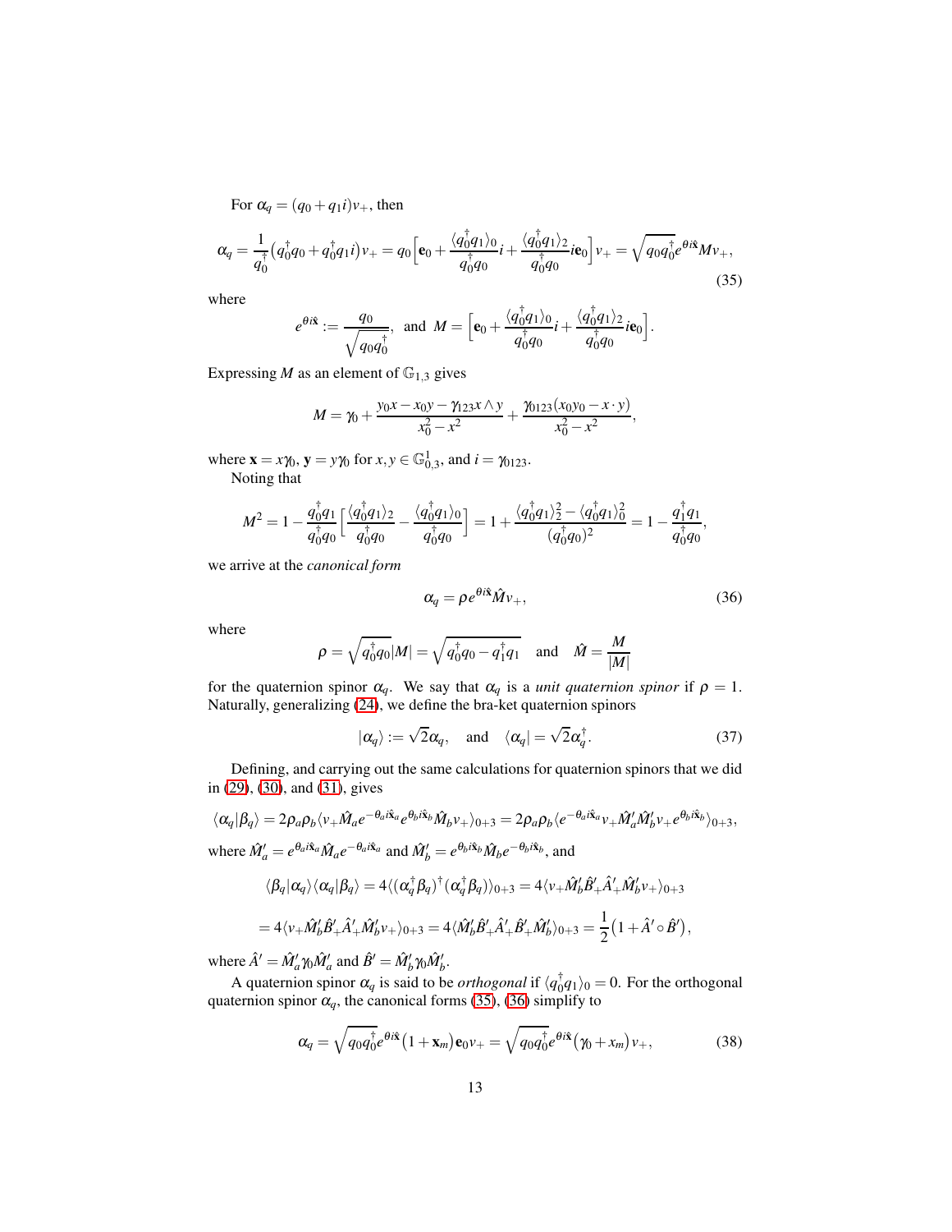For $\alpha_q = (q_0 + q_1 i)v_+$, then

$$\alpha_q = \frac{1}{q_0^\dagger}\big(q_0^\dagger q_0 + q_0^\dagger q_1 i\big)v_+ = q_0\Big[\mathbf{e}_0 + \frac{\langle q_0^\dagger q_1\rangle_0}{q_0^\dagger q_0} i + \frac{\langle q_0^\dagger q_1\rangle_2}{q_0^\dagger q_0} i\mathbf{e}_0\Big]v_+ = \sqrt{q_0 q_0^\dagger}\, e^{\theta i \hat{\mathbf{x}}} M v_+, \tag{35}$$

where

$$e^{\theta i \hat{\mathbf{x}}} := \frac{q_0}{\sqrt{q_0 q_0^\dagger}}, \quad \text{and} \quad M = \Big[\mathbf{e}_0 + \frac{\langle q_0^\dagger q_1\rangle_0}{q_0^\dagger q_0} i + \frac{\langle q_0^\dagger q_1\rangle_2}{q_0^\dagger q_0} i\mathbf{e}_0\Big].$$

Expressing $M$ as an element of $\mathbb{G}_{1,3}$ gives

$$M = \gamma_0 + \frac{y_0 x - x_0 y - \gamma_{123} x \wedge y}{x_0^2 - x^2} + \frac{\gamma_{0123}(x_0 y_0 - x\cdot y)}{x_0^2 - x^2},$$

where $\mathbf{x} = x\gamma_0$, $\mathbf{y} = y\gamma_0$ for $x, y \in \mathbb{G}_{0,3}^1$, and $i = \gamma_{0123}$.

Noting that

$$M^2 = 1 - \frac{q_0^\dagger q_1}{q_0^\dagger q_0}\Big[\frac{\langle q_0^\dagger q_1\rangle_2}{q_0^\dagger q_0} - \frac{\langle q_0^\dagger q_1\rangle_0}{q_0^\dagger q_0}\Big] = 1 + \frac{\langle q_0^\dagger q_1\rangle_2^2 - \langle q_0^\dagger q_1\rangle_0^2}{(q_0^\dagger q_0)^2} = 1 - \frac{q_1^\dagger q_1}{q_0^\dagger q_0},$$

we arrive at the *canonical form*

$$\alpha_q = \rho e^{\theta i \hat{\mathbf{x}}} \hat{M} v_+, \tag{36}$$

where

$$\rho = \sqrt{q_0^\dagger q_0}\,|M| = \sqrt{q_0^\dagger q_0 - q_1^\dagger q_1} \quad \text{and} \quad \hat{M} = \frac{M}{|M|}$$

for the quaternion spinor $\alpha_q$. We say that $\alpha_q$ is a *unit quaternion spinor* if $\rho = 1$. Naturally, generalizing (24), we define the bra-ket quaternion spinors

$$|\alpha_q\rangle := \sqrt{2}\alpha_q, \quad \text{and} \quad \langle\alpha_q| = \sqrt{2}\alpha_q^\dagger. \tag{37}$$

Defining, and carrying out the same calculations for quaternion spinors that we did in (29), (30), and (31), gives

$$\langle\alpha_q|\beta_q\rangle = 2\rho_a\rho_b\langle v_+ \hat{M}_a e^{-\theta_a i\hat{\mathbf{x}}_a} e^{\theta_b i \hat{\mathbf{x}}_b}\hat{M}_b v_+\rangle_{0+3} = 2\rho_a\rho_b\langle e^{-\theta_a i\hat{\mathbf{x}}_a} v_+ \hat{M}_a'\hat{M}_b' v_+ e^{\theta_b i\hat{\mathbf{x}}_b}\rangle_{0+3},$$

where $\hat{M}_a' = e^{\theta_a i\hat{\mathbf{x}}_a}\hat{M}_a e^{-\theta_a i\hat{\mathbf{x}}_a}$ and $\hat{M}_b' = e^{\theta_b i\hat{\mathbf{x}}_b}\hat{M}_b e^{-\theta_b i\hat{\mathbf{x}}_b}$, and

$$\langle\beta_q|\alpha_q\rangle\langle\alpha_q|\beta_q\rangle = 4\langle(\alpha_q^\dagger\beta_q)^\dagger(\alpha_q^\dagger\beta_q)\rangle_{0+3} = 4\langle v_+\hat{M}_b'\hat{B}_+'\hat{A}_+'\hat{M}_b' v_+\rangle_{0+3}$$

$$= 4\langle v_+\hat{M}_b'\hat{B}_+'\hat{A}_+'\hat{M}_b' v_+\rangle_{0+3} = 4\langle\hat{M}_b'\hat{B}_+'\hat{A}_+'\hat{B}_+'\hat{M}_b'\rangle_{0+3} = \frac{1}{2}\big(1 + \hat{A}'\circ\hat{B}'\big),$$

where $\hat{A}' = \hat{M}_a'\gamma_0\hat{M}_a'$ and $\hat{B}' = \hat{M}_b'\gamma_0\hat{M}_b'$.

A quaternion spinor $\alpha_q$ is said to be *orthogonal* if $\langle q_0^\dagger q_1\rangle_0 = 0$. For the orthogonal quaternion spinor $\alpha_q$, the canonical forms (35), (36) simplify to

$$\alpha_q = \sqrt{q_0 q_0^\dagger}\, e^{\theta i\hat{\mathbf{x}}}\big(1 + \mathbf{x}_m\big)\mathbf{e}_0 v_+ = \sqrt{q_0 q_0^\dagger}\, e^{\theta i\hat{\mathbf{x}}}\big(\gamma_0 + x_m\big)v_+, \tag{38}$$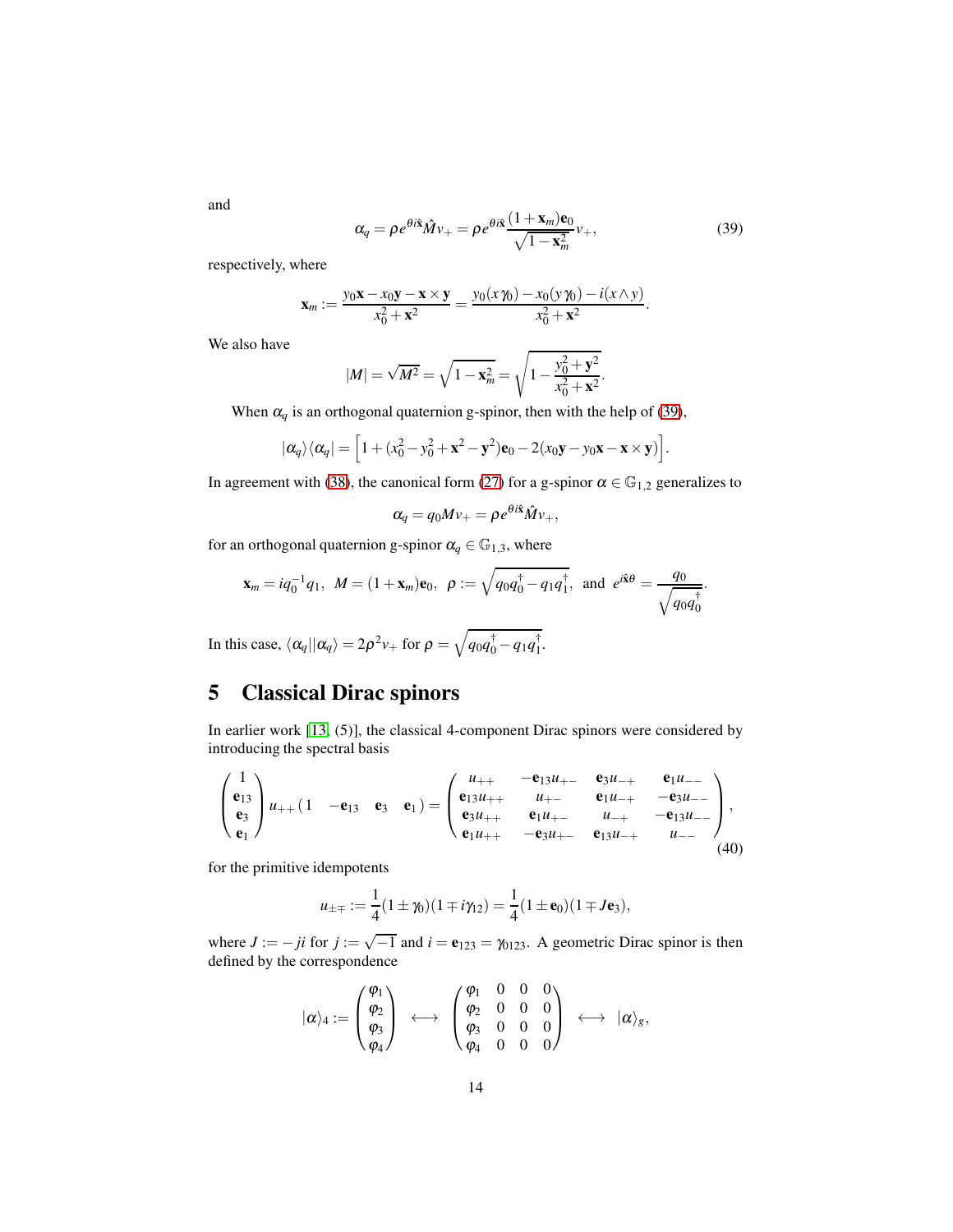and

$$\alpha_q = \rho e^{\theta i \hat{\mathbf{x}}} \hat{M} v_+ = \rho e^{\theta i \hat{\mathbf{x}}} \frac{(1+\mathbf{x}_m)\mathbf{e}_0}{\sqrt{1-\mathbf{x}_m^2}} v_+, \tag{39}$$

respectively, where

$$\mathbf{x}_m := \frac{y_0\mathbf{x} - x_0\mathbf{y} - \mathbf{x}\times\mathbf{y}}{x_0^2+\mathbf{x}^2} = \frac{y_0(x\gamma_0) - x_0(y\gamma_0) - i(x\wedge y)}{x_0^2+\mathbf{x}^2}.$$

We also have

$$|M| = \sqrt{M^2} = \sqrt{1-\mathbf{x}_m^2} = \sqrt{1-\frac{y_0^2+\mathbf{y}^2}{x_0^2+\mathbf{x}^2}}.$$

When $\alpha_q$ is an orthogonal quaternion g-spinor, then with the help of (39),

$$|\alpha_q\rangle\langle\alpha_q| = \Big[1 + (x_0^2 - y_0^2 + \mathbf{x}^2 - \mathbf{y}^2)\mathbf{e}_0 - 2(x_0\mathbf{y} - y_0\mathbf{x} - \mathbf{x}\times\mathbf{y})\Big].$$

In agreement with (38), the canonical form (27) for a g-spinor $\alpha \in \mathbb{G}_{1,2}$ generalizes to

$$\alpha_q = q_0 M v_+ = \rho e^{\theta i \hat{\mathbf{x}}} \hat{M} v_+,$$

for an orthogonal quaternion g-spinor $\alpha_q \in \mathbb{G}_{1,3}$, where

$$\mathbf{x}_m = i q_0^{-1} q_1, \;\; M = (1+\mathbf{x}_m)\mathbf{e}_0, \;\; \rho := \sqrt{q_0 q_0^\dagger - q_1 q_1^\dagger}, \;\; \text{and} \;\; e^{i\hat{\mathbf{x}}\theta} = \frac{q_0}{\sqrt{q_0 q_0^\dagger}}.$$

In this case, $\langle\alpha_q||\alpha_q\rangle = 2\rho^2 v_+$ for $\rho = \sqrt{q_0 q_0^\dagger - q_1 q_1^\dagger}$.

# 5 Classical Dirac spinors

In earlier work [13, (5)], the classical 4-component Dirac spinors were considered by introducing the spectral basis

$$\begin{pmatrix} 1 \\ \mathbf{e}_{13} \\ \mathbf{e}_3 \\ \mathbf{e}_1 \end{pmatrix} u_{++} \begin{pmatrix} 1 & -\mathbf{e}_{13} & \mathbf{e}_3 & \mathbf{e}_1 \end{pmatrix} = \begin{pmatrix} u_{++} & -\mathbf{e}_{13}u_{+-} & \mathbf{e}_3 u_{-+} & \mathbf{e}_1 u_{--} \\ \mathbf{e}_{13}u_{++} & u_{+-} & \mathbf{e}_1 u_{-+} & -\mathbf{e}_3 u_{--} \\ \mathbf{e}_3 u_{++} & \mathbf{e}_1 u_{+-} & u_{-+} & -\mathbf{e}_{13}u_{--} \\ \mathbf{e}_1 u_{++} & -\mathbf{e}_3 u_{+-} & \mathbf{e}_{13} u_{-+} & u_{--} \end{pmatrix}, \tag{40}$$

for the primitive idempotents

$$u_{\pm\mp} := \frac{1}{4}(1\pm\gamma_0)(1\mp i\gamma_{12}) = \frac{1}{4}(1\pm\mathbf{e}_0)(1\mp J\mathbf{e}_3),$$

where $J := -ji$ for $j := \sqrt{-1}$ and $i = \mathbf{e}_{123} = \gamma_{0123}$. A geometric Dirac spinor is then defined by the correspondence

$$|\alpha\rangle_4 := \begin{pmatrix} \varphi_1 \\ \varphi_2 \\ \varphi_3 \\ \varphi_4 \end{pmatrix} \;\longleftrightarrow\; \begin{pmatrix} \varphi_1 & 0 & 0 & 0 \\ \varphi_2 & 0 & 0 & 0 \\ \varphi_3 & 0 & 0 & 0 \\ \varphi_4 & 0 & 0 & 0 \end{pmatrix} \;\longleftrightarrow\; |\alpha\rangle_g,$$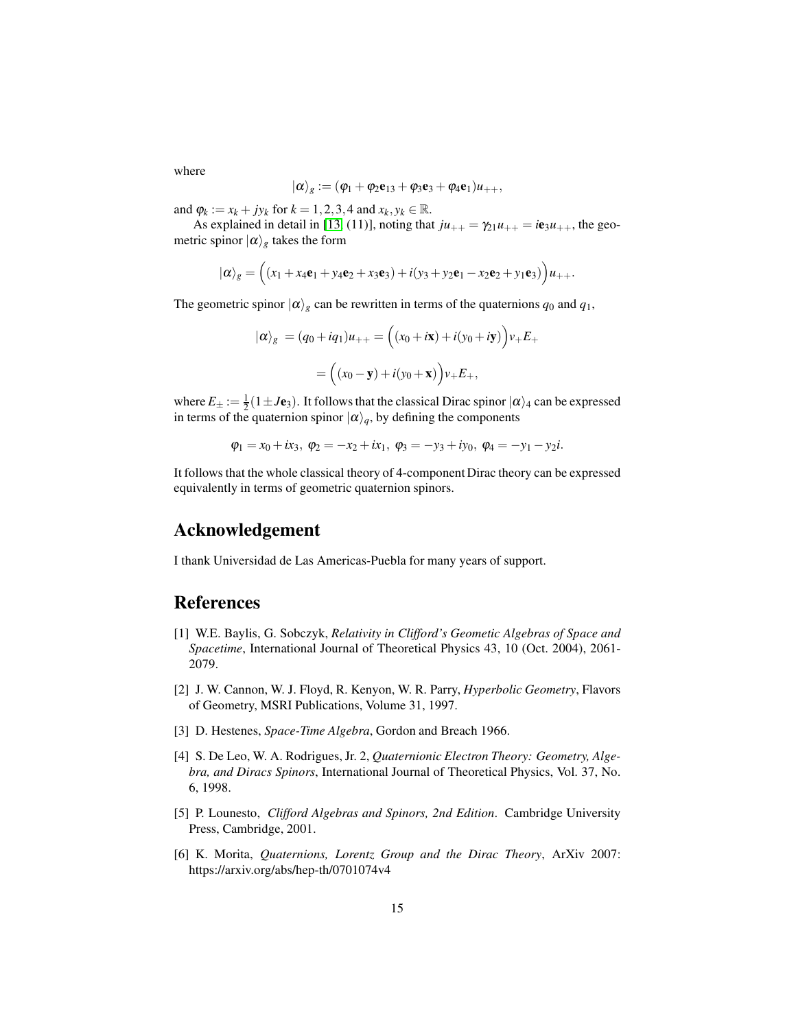where

$$|\alpha\rangle_g := (\varphi_1 + \varphi_2\mathbf{e}_{13} + \varphi_3\mathbf{e}_3 + \varphi_4\mathbf{e}_1)u_{++},$$

and $\varphi_k := x_k + jy_k$ for $k = 1,2,3,4$ and $x_k, y_k \in \mathbb{R}$.

As explained in detail in [13, (11)], noting that $ju_{++} = \gamma_{21}u_{++} = i\mathbf{e}_3 u_{++}$, the geometric spinor $|\alpha\rangle_g$ takes the form

$$|\alpha\rangle_g = \Big((x_1 + x_4\mathbf{e}_1 + y_4\mathbf{e}_2 + x_3\mathbf{e}_3) + i(y_3 + y_2\mathbf{e}_1 - x_2\mathbf{e}_2 + y_1\mathbf{e}_3)\Big)u_{++}.$$

The geometric spinor $|\alpha\rangle_g$ can be rewritten in terms of the quaternions $q_0$ and $q_1$,

$$|\alpha\rangle_g = (q_0 + iq_1)u_{++} = \Big((x_0 + i\mathbf{x}) + i(y_0 + i\mathbf{y})\Big)v_+E_+$$

$$= \Big((x_0 - \mathbf{y}) + i(y_0 + \mathbf{x})\Big)v_+E_+,$$

where $E_\pm := \frac{1}{2}(1 \pm J\mathbf{e}_3)$. It follows that the classical Dirac spinor $|\alpha\rangle_4$ can be expressed in terms of the quaternion spinor $|\alpha\rangle_q$, by defining the components

$$\varphi_1 = x_0 + ix_3,\ \varphi_2 = -x_2 + ix_1,\ \varphi_3 = -y_3 + iy_0,\ \varphi_4 = -y_1 - y_2 i.$$

It follows that the whole classical theory of 4-component Dirac theory can be expressed equivalently in terms of geometric quaternion spinors.

## Acknowledgement

I thank Universidad de Las Americas-Puebla for many years of support.

## References

[1] W.E. Baylis, G. Sobczyk, *Relativity in Clifford's Geometic Algebras of Space and Spacetime*, International Journal of Theoretical Physics 43, 10 (Oct. 2004), 2061-2079.

[2] J. W. Cannon, W. J. Floyd, R. Kenyon, W. R. Parry, *Hyperbolic Geometry*, Flavors of Geometry, MSRI Publications, Volume 31, 1997.

[3] D. Hestenes, *Space-Time Algebra*, Gordon and Breach 1966.

[4] S. De Leo, W. A. Rodrigues, Jr. 2, *Quaternionic Electron Theory: Geometry, Algebra, and Diracs Spinors*, International Journal of Theoretical Physics, Vol. 37, No. 6, 1998.

[5] P. Lounesto, *Clifford Algebras and Spinors, 2nd Edition*. Cambridge University Press, Cambridge, 2001.

[6] K. Morita, *Quaternions, Lorentz Group and the Dirac Theory*, ArXiv 2007: https://arxiv.org/abs/hep-th/0701074v4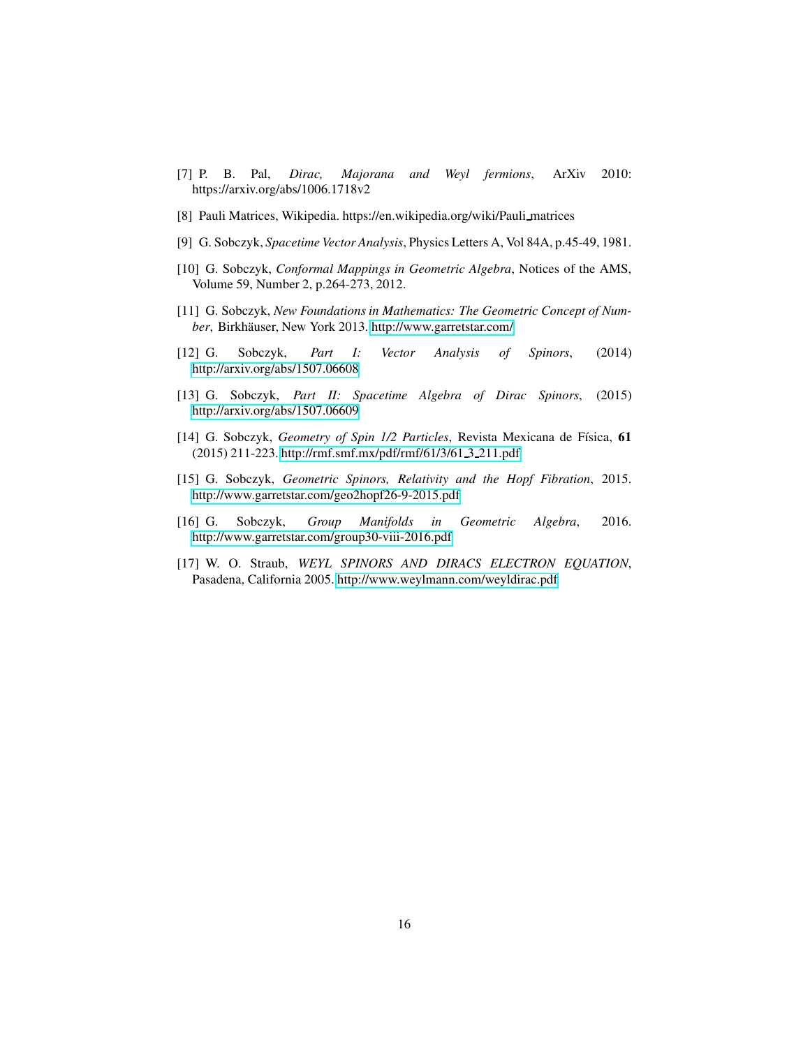[7] P. B. Pal, *Dirac, Majorana and Weyl fermions*, ArXiv 2010: https://arxiv.org/abs/1006.1718v2

[8] Pauli Matrices, Wikipedia. https://en.wikipedia.org/wiki/Pauli_matrices

[9] G. Sobczyk, *Spacetime Vector Analysis*, Physics Letters A, Vol 84A, p.45-49, 1981.

[10] G. Sobczyk, *Conformal Mappings in Geometric Algebra*, Notices of the AMS, Volume 59, Number 2, p.264-273, 2012.

[11] G. Sobczyk, *New Foundations in Mathematics: The Geometric Concept of Number*, Birkhäuser, New York 2013. http://www.garretstar.com/

[12] G. Sobczyk, *Part I: Vector Analysis of Spinors*, (2014) http://arxiv.org/abs/1507.06608

[13] G. Sobczyk, *Part II: Spacetime Algebra of Dirac Spinors*, (2015) http://arxiv.org/abs/1507.06609

[14] G. Sobczyk, *Geometry of Spin 1/2 Particles*, Revista Mexicana de Física, **61** (2015) 211-223. http://rmf.smf.mx/pdf/rmf/61/3/61_3_211.pdf

[15] G. Sobczyk, *Geometric Spinors, Relativity and the Hopf Fibration*, 2015. http://www.garretstar.com/geo2hopf26-9-2015.pdf

[16] G. Sobczyk, *Group Manifolds in Geometric Algebra*, 2016. http://www.garretstar.com/group30-viii-2016.pdf

[17] W. O. Straub, *WEYL SPINORS AND DIRACS ELECTRON EQUATION*, Pasadena, California 2005. http://www.weylmann.com/weyldirac.pdf